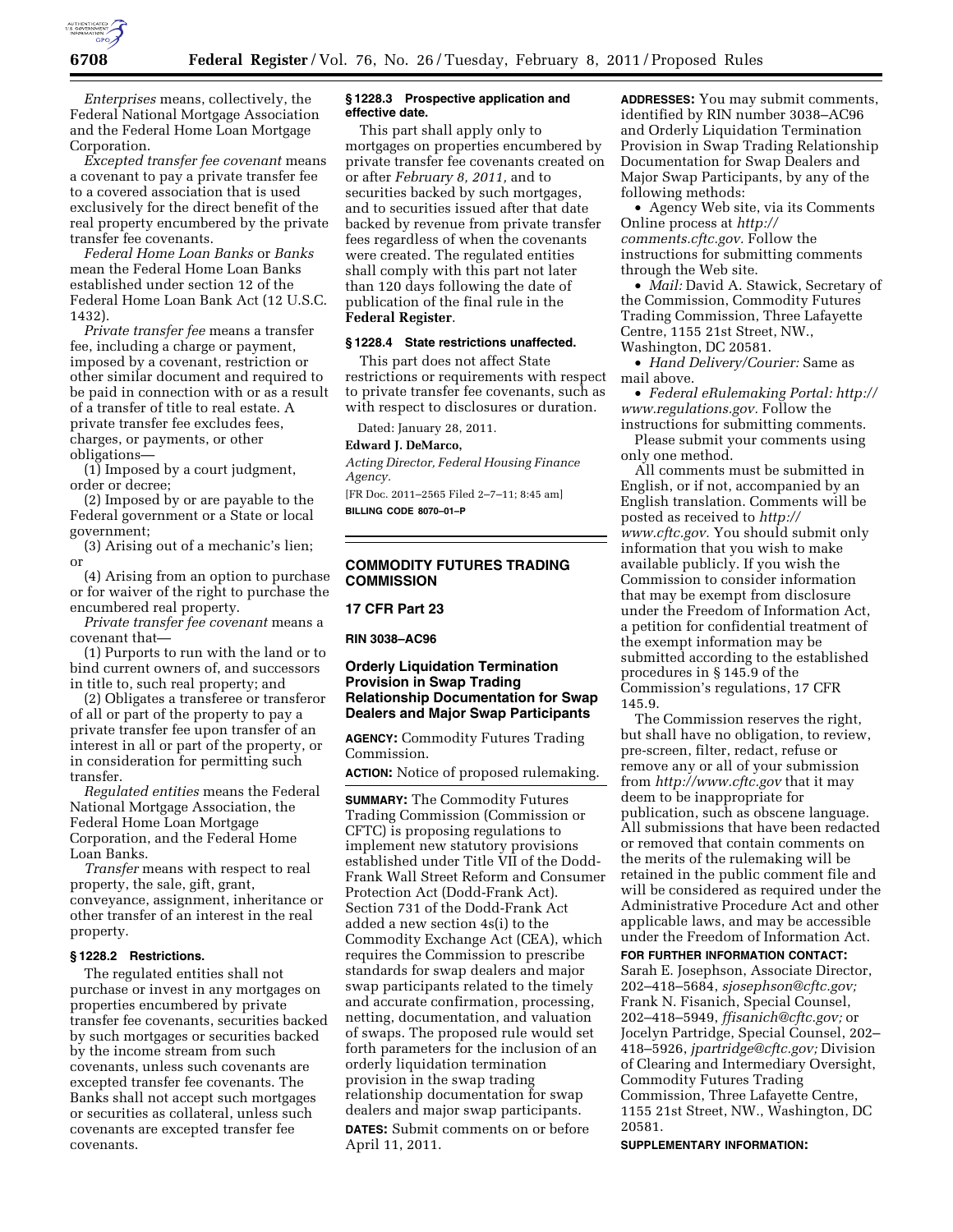*Enterprises* means, collectively, the Federal National Mortgage Association and the Federal Home Loan Mortgage Corporation.

*Excepted transfer fee covenant* means a covenant to pay a private transfer fee to a covered association that is used exclusively for the direct benefit of the real property encumbered by the private transfer fee covenants.

*Federal Home Loan Banks* or *Banks* mean the Federal Home Loan Banks established under section 12 of the Federal Home Loan Bank Act (12 U.S.C. 1432).

*Private transfer fee* means a transfer fee, including a charge or payment, imposed by a covenant, restriction or other similar document and required to be paid in connection with or as a result of a transfer of title to real estate. A private transfer fee excludes fees, charges, or payments, or other obligations—

(1) Imposed by a court judgment, order or decree;

(2) Imposed by or are payable to the Federal government or a State or local government;

(3) Arising out of a mechanic's lien; or

(4) Arising from an option to purchase or for waiver of the right to purchase the encumbered real property.

*Private transfer fee covenant* means a covenant that—

(1) Purports to run with the land or to bind current owners of, and successors in title to, such real property; and

(2) Obligates a transferee or transferor of all or part of the property to pay a private transfer fee upon transfer of an interest in all or part of the property, or in consideration for permitting such transfer.

*Regulated entities* means the Federal National Mortgage Association, the Federal Home Loan Mortgage Corporation, and the Federal Home Loan Banks.

*Transfer* means with respect to real property, the sale, gift, grant, conveyance, assignment, inheritance or other transfer of an interest in the real property.

**§ 1228.2 Restrictions.**

The regulated entities shall not purchase or invest in any mortgages on properties encumbered by private transfer fee covenants, securities backed by such mortgages or securities backed by the income stream from such covenants, unless such covenants are excepted transfer fee covenants. The Banks shall not accept such mortgages or securities as collateral, unless such covenants are excepted transfer fee covenants.

**§ 1228.3 Prospective application and effective date.**

This part shall apply only to mortgages on properties encumbered by private transfer fee covenants created on or after *February 8, 2011,* and to securities backed by such mortgages, and to securities issued after that date backed by revenue from private transfer fees regardless of when the covenants were created. The regulated entities shall comply with this part not later than 120 days following the date of publication of the final rule in the **Federal Register**.

**§ 1228.4 State restrictions unaffected.**

This part does not affect State restrictions or requirements with respect to private transfer fee covenants, such as with respect to disclosures or duration.

Dated: January 28, 2011.

**Edward J. DeMarco,**

*Acting Director, Federal Housing Finance Agency.*

[FR Doc. 2011–2565 Filed 2–7–11; 8:45 am]

**BILLING CODE 8070–01–P**

---

## COMMODITY FUTURES TRADING COMMISSION

## 17 CFR Part 23

**RIN 3038–AC96**

## Orderly Liquidation Termination Provision in Swap Trading Relationship Documentation for Swap Dealers and Major Swap Participants

**AGENCY:** Commodity Futures Trading Commission.

**ACTION:** Notice of proposed rulemaking.

**SUMMARY:** The Commodity Futures Trading Commission (Commission or CFTC) is proposing regulations to implement new statutory provisions established under Title VII of the Dodd-Frank Wall Street Reform and Consumer Protection Act (Dodd-Frank Act). Section 731 of the Dodd-Frank Act added a new section 4s(i) to the Commodity Exchange Act (CEA), which requires the Commission to prescribe standards for swap dealers and major swap participants related to the timely and accurate confirmation, processing, netting, documentation, and valuation of swaps. The proposed rule would set forth parameters for the inclusion of an orderly liquidation termination provision in the swap trading relationship documentation for swap dealers and major swap participants.

**DATES:** Submit comments on or before April 11, 2011.

**ADDRESSES:** You may submit comments, identified by RIN number 3038–AC96 and Orderly Liquidation Termination Provision in Swap Trading Relationship Documentation for Swap Dealers and Major Swap Participants, by any of the following methods:

• Agency Web site, via its Comments Online process at *http://comments.cftc.gov.* Follow the instructions for submitting comments through the Web site.

• *Mail:* David A. Stawick, Secretary of the Commission, Commodity Futures Trading Commission, Three Lafayette Centre, 1155 21st Street, NW., Washington, DC 20581.

• *Hand Delivery/Courier:* Same as mail above.

• *Federal eRulemaking Portal: http://www.regulations.gov.* Follow the instructions for submitting comments.

Please submit your comments using only one method.

All comments must be submitted in English, or if not, accompanied by an English translation. Comments will be posted as received to *http://www.cftc.gov.* You should submit only information that you wish to make available publicly. If you wish the Commission to consider information that may be exempt from disclosure under the Freedom of Information Act, a petition for confidential treatment of the exempt information may be submitted according to the established procedures in § 145.9 of the Commission's regulations, 17 CFR 145.9.

The Commission reserves the right, but shall have no obligation, to review, pre-screen, filter, redact, refuse or remove any or all of your submission from *http://www.cftc.gov* that it may deem to be inappropriate for publication, such as obscene language. All submissions that have been redacted or removed that contain comments on the merits of the rulemaking will be retained in the public comment file and will be considered as required under the Administrative Procedure Act and other applicable laws, and may be accessible under the Freedom of Information Act.

**FOR FURTHER INFORMATION CONTACT:** Sarah E. Josephson, Associate Director, 202–418–5684, *sjosephson@cftc.gov;* Frank N. Fisanich, Special Counsel, 202–418–5949, *ffisanich@cftc.gov;* or Jocelyn Partridge, Special Counsel, 202–418–5926, *jpartridge@cftc.gov;* Division of Clearing and Intermediary Oversight, Commodity Futures Trading Commission, Three Lafayette Centre, 1155 21st Street, NW., Washington, DC 20581.

**SUPPLEMENTARY INFORMATION:**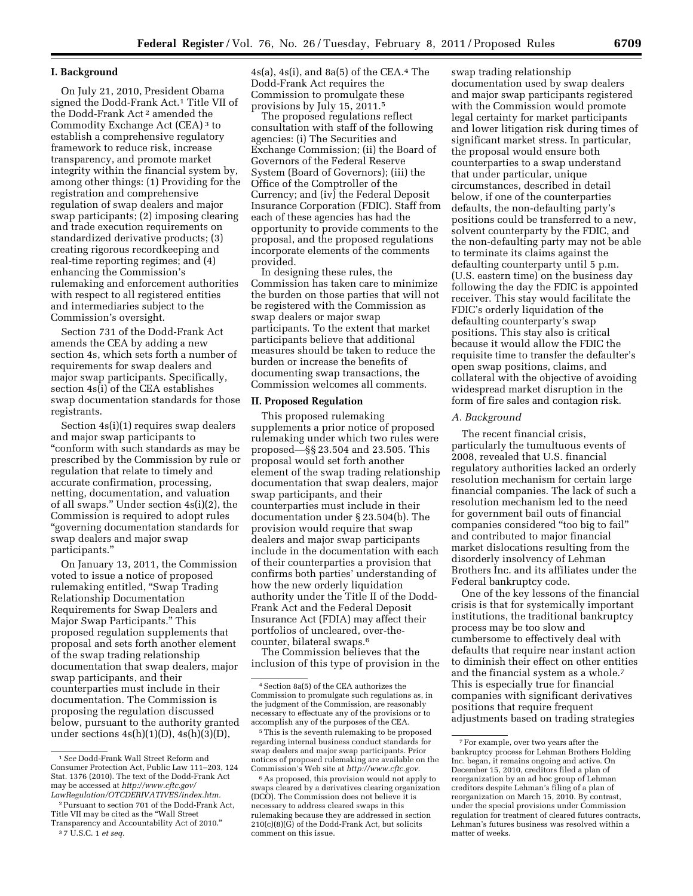## I. Background

On July 21, 2010, President Obama signed the Dodd-Frank Act.[1] Title VII of the Dodd-Frank Act [2] amended the Commodity Exchange Act (CEA) [3] to establish a comprehensive regulatory framework to reduce risk, increase transparency, and promote market integrity within the financial system by, among other things: (1) Providing for the registration and comprehensive regulation of swap dealers and major swap participants; (2) imposing clearing and trade execution requirements on standardized derivative products; (3) creating rigorous recordkeeping and real-time reporting regimes; and (4) enhancing the Commission's rulemaking and enforcement authorities with respect to all registered entities and intermediaries subject to the Commission's oversight.

Section 731 of the Dodd-Frank Act amends the CEA by adding a new section 4s, which sets forth a number of requirements for swap dealers and major swap participants. Specifically, section 4s(i) of the CEA establishes swap documentation standards for those registrants.

Section 4s(i)(1) requires swap dealers and major swap participants to "conform with such standards as may be prescribed by the Commission by rule or regulation that relate to timely and accurate confirmation, processing, netting, documentation, and valuation of all swaps." Under section 4s(i)(2), the Commission is required to adopt rules "governing documentation standards for swap dealers and major swap participants."

On January 13, 2011, the Commission voted to issue a notice of proposed rulemaking entitled, "Swap Trading Relationship Documentation Requirements for Swap Dealers and Major Swap Participants." This proposed regulation supplements that proposal and sets forth another element of the swap trading relationship documentation that swap dealers, major swap participants, and their counterparties must include in their documentation. The Commission is proposing the regulation discussed below, pursuant to the authority granted under sections 4s(h)(1)(D), 4s(h)(3)(D), 4s(a), 4s(i), and 8a(5) of the CEA.[4] The Dodd-Frank Act requires the Commission to promulgate these provisions by July 15, 2011.[5]

The proposed regulations reflect consultation with staff of the following agencies: (i) The Securities and Exchange Commission; (ii) the Board of Governors of the Federal Reserve System (Board of Governors); (iii) the Office of the Comptroller of the Currency; and (iv) the Federal Deposit Insurance Corporation (FDIC). Staff from each of these agencies has had the opportunity to provide comments to the proposal, and the proposed regulations incorporate elements of the comments provided.

In designing these rules, the Commission has taken care to minimize the burden on those parties that will not be registered with the Commission as swap dealers or major swap participants. To the extent that market participants believe that additional measures should be taken to reduce the burden or increase the benefits of documenting swap transactions, the Commission welcomes all comments.

## II. Proposed Regulation

This proposed rulemaking supplements a prior notice of proposed rulemaking under which two rules were proposed—§§ 23.504 and 23.505. This proposal would set forth another element of the swap trading relationship documentation that swap dealers, major swap participants, and their counterparties must include in their documentation under § 23.504(b). The provision would require that swap dealers and major swap participants include in the documentation with each of their counterparties a provision that confirms both parties' understanding of how the new orderly liquidation authority under the Title II of the Dodd-Frank Act and the Federal Deposit Insurance Act (FDIA) may affect their portfolios of uncleared, over-the-counter, bilateral swaps.[6]

The Commission believes that the inclusion of this type of provision in the swap trading relationship documentation used by swap dealers and major swap participants registered with the Commission would promote legal certainty for market participants and lower litigation risk during times of significant market stress. In particular, the proposal would ensure both counterparties to a swap understand that under particular, unique circumstances, described in detail below, if one of the counterparties defaults, the non-defaulting party's positions could be transferred to a new, solvent counterparty by the FDIC, and the non-defaulting party may not be able to terminate its claims against the defaulting counterparty until 5 p.m. (U.S. eastern time) on the business day following the day the FDIC is appointed receiver. This stay would facilitate the FDIC's orderly liquidation of the defaulting counterparty's swap positions. This stay also is critical because it would allow the FDIC the requisite time to transfer the defaulter's open swap positions, claims, and collateral with the objective of avoiding widespread market disruption in the form of fire sales and contagion risk.

### A. Background

The recent financial crisis, particularly the tumultuous events of 2008, revealed that U.S. financial regulatory authorities lacked an orderly resolution mechanism for certain large financial companies. The lack of such a resolution mechanism led to the need for government bail outs of financial companies considered "too big to fail" and contributed to major financial market dislocations resulting from the disorderly insolvency of Lehman Brothers Inc. and its affiliates under the Federal bankruptcy code.

One of the key lessons of the financial crisis is that for systemically important institutions, the traditional bankruptcy process may be too slow and cumbersome to effectively deal with defaults that require near instant action to diminish their effect on other entities and the financial system as a whole.[7] This is especially true for financial companies with significant derivatives positions that require frequent adjustments based on trading strategies

---

[1] *See* Dodd-Frank Wall Street Reform and Consumer Protection Act, Public Law 111–203, 124 Stat. 1376 (2010). The text of the Dodd-Frank Act may be accessed at *http://www.cftc.gov/LawRegulation/OTCDERIVATIVES/index.htm.*

[2] Pursuant to section 701 of the Dodd-Frank Act, Title VII may be cited as the "Wall Street Transparency and Accountability Act of 2010."

[3] 7 U.S.C. 1 *et seq.*

[4] Section 8a(5) of the CEA authorizes the Commission to promulgate such regulations as, in the judgment of the Commission, are reasonably necessary to effectuate any of the provisions or to accomplish any of the purposes of the CEA.

[5] This is the seventh rulemaking to be proposed regarding internal business conduct standards for swap dealers and major swap participants. Prior notices of proposed rulemaking are available on the Commission's Web site at *http://www.cftc.gov.*

[6] As proposed, this provision would not apply to swaps cleared by a derivatives clearing organization (DCO). The Commission does not believe it is necessary to address cleared swaps in this rulemaking because they are addressed in section 210(c)(8)(G) of the Dodd-Frank Act, but solicits comment on this issue.

[7] For example, over two years after the bankruptcy process for Lehman Brothers Holding Inc. began, it remains ongoing and active. On December 15, 2010, creditors filed a plan of reorganization by an ad hoc group of Lehman creditors despite Lehman's filing of a plan of reorganization on March 15, 2010. By contrast, under the special provisions under Commission regulation for treatment of cleared futures contracts, Lehman's futures business was resolved within a matter of weeks.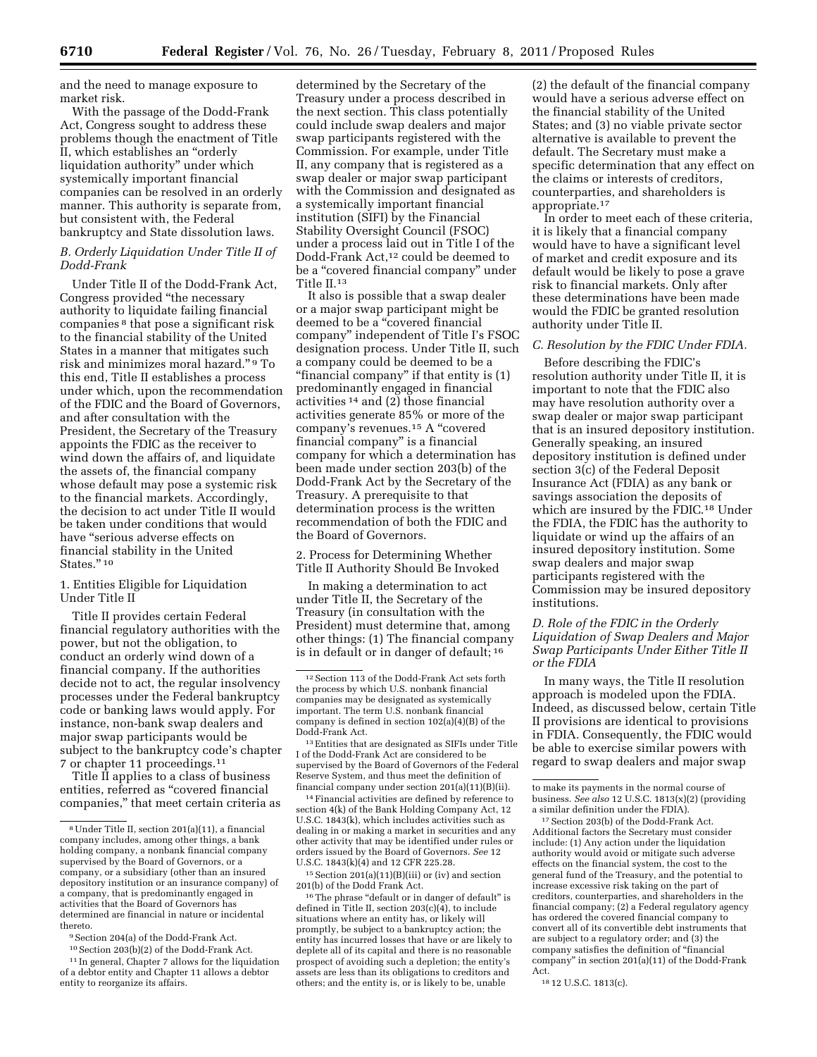and the need to manage exposure to market risk.

With the passage of the Dodd-Frank Act, Congress sought to address these problems though the enactment of Title II, which establishes an "orderly liquidation authority" under which systemically important financial companies can be resolved in an orderly manner. This authority is separate from, but consistent with, the Federal bankruptcy and State dissolution laws.

### *B. Orderly Liquidation Under Title II of Dodd-Frank*

Under Title II of the Dodd-Frank Act, Congress provided "the necessary authority to liquidate failing financial companies [8] that pose a significant risk to the financial stability of the United States in a manner that mitigates such risk and minimizes moral hazard." [9] To this end, Title II establishes a process under which, upon the recommendation of the FDIC and the Board of Governors, and after consultation with the President, the Secretary of the Treasury appoints the FDIC as the receiver to wind down the affairs of, and liquidate the assets of, the financial company whose default may pose a systemic risk to the financial markets. Accordingly, the decision to act under Title II would be taken under conditions that would have "serious adverse effects on financial stability in the United States." [10]

#### 1. Entities Eligible for Liquidation Under Title II

Title II provides certain Federal financial regulatory authorities with the power, but not the obligation, to conduct an orderly wind down of a financial company. If the authorities decide not to act, the regular insolvency processes under the Federal bankruptcy code or banking laws would apply. For instance, non-bank swap dealers and major swap participants would be subject to the bankruptcy code's chapter 7 or chapter 11 proceedings.[11]

Title II applies to a class of business entities, referred as "covered financial companies," that meet certain criteria as determined by the Secretary of the Treasury under a process described in the next section. This class potentially could include swap dealers and major swap participants registered with the Commission. For example, under Title II, any company that is registered as a swap dealer or major swap participant with the Commission and designated as a systemically important financial institution (SIFI) by the Financial Stability Oversight Council (FSOC) under a process laid out in Title I of the Dodd-Frank Act,[12] could be deemed to be a "covered financial company" under Title II.[13]

It also is possible that a swap dealer or a major swap participant might be deemed to be a "covered financial company" independent of Title I's FSOC designation process. Under Title II, such a company could be deemed to be a "financial company" if that entity is (1) predominantly engaged in financial activities [14] and (2) those financial activities generate 85% or more of the company's revenues.[15] A "covered financial company" is a financial company for which a determination has been made under section 203(b) of the Dodd-Frank Act by the Secretary of the Treasury. A prerequisite to that determination process is the written recommendation of both the FDIC and the Board of Governors.

#### 2. Process for Determining Whether Title II Authority Should Be Invoked

In making a determination to act under Title II, the Secretary of the Treasury (in consultation with the President) must determine that, among other things: (1) The financial company is in default or in danger of default; [16] (2) the default of the financial company would have a serious adverse effect on the financial stability of the United States; and (3) no viable private sector alternative is available to prevent the default. The Secretary must make a specific determination that any effect on the claims or interests of creditors, counterparties, and shareholders is appropriate.[17]

In order to meet each of these criteria, it is likely that a financial company would have to have a significant level of market and credit exposure and its default would be likely to pose a grave risk to financial markets. Only after these determinations have been made would the FDIC be granted resolution authority under Title II.

### *C. Resolution by the FDIC Under FDIA.*

Before describing the FDIC's resolution authority under Title II, it is important to note that the FDIC also may have resolution authority over a swap dealer or major swap participant that is an insured depository institution. Generally speaking, an insured depository institution is defined under section 3(c) of the Federal Deposit Insurance Act (FDIA) as any bank or savings association the deposits of which are insured by the FDIC.[18] Under the FDIA, the FDIC has the authority to liquidate or wind up the affairs of an insured depository institution. Some swap dealers and major swap participants registered with the Commission may be insured depository institutions.

### *D. Role of the FDIC in the Orderly Liquidation of Swap Dealers and Major Swap Participants Under Either Title II or the FDIA*

In many ways, the Title II resolution approach is modeled upon the FDIA. Indeed, as discussed below, certain Title II provisions are identical to provisions in FDIA. Consequently, the FDIC would be able to exercise similar powers with regard to swap dealers and major swap

---

[8] Under Title II, section 201(a)(11), a financial company includes, among other things, a bank holding company, a nonbank financial company supervised by the Board of Governors, or a company, or a subsidiary (other than an insured depository institution or an insurance company) of a company, that is predominantly engaged in activities that the Board of Governors has determined are financial in nature or incidental thereto.

[9] Section 204(a) of the Dodd-Frank Act.

[10] Section 203(b)(2) of the Dodd-Frank Act.

[11] In general, Chapter 7 allows for the liquidation of a debtor entity and Chapter 11 allows a debtor entity to reorganize its affairs.

[12] Section 113 of the Dodd-Frank Act sets forth the process by which U.S. nonbank financial companies may be designated as systemically important. The term U.S. nonbank financial company is defined in section 102(a)(4)(B) of the Dodd-Frank Act.

[13] Entities that are designated as SIFIs under Title I of the Dodd-Frank Act are considered to be supervised by the Board of Governors of the Federal Reserve System, and thus meet the definition of financial company under section 201(a)(11)(B)(ii).

[14] Financial activities are defined by reference to section 4(k) of the Bank Holding Company Act, 12 U.S.C. 1843(k), which includes activities such as dealing in or making a market in securities and any other activity that may be identified under rules or orders issued by the Board of Governors. *See* 12 U.S.C. 1843(k)(4) and 12 CFR 225.28.

[15] Section 201(a)(11)(B)(iii) or (iv) and section 201(b) of the Dodd Frank Act.

[16] The phrase "default or in danger of default" is defined in Title II, section 203(c)(4), to include situations where an entity has, or likely will promptly, be subject to a bankruptcy action; the entity has incurred losses that have or are likely to deplete all of its capital and there is no reasonable prospect of avoiding such a depletion; the entity's assets are less than its obligations to creditors and others; and the entity is, or is likely to be, unable to make its payments in the normal course of business. *See also* 12 U.S.C. 1813(x)(2) (providing a similar definition under the FDIA).

[17] Section 203(b) of the Dodd-Frank Act. Additional factors the Secretary must consider include: (1) Any action under the liquidation authority would avoid or mitigate such adverse effects on the financial system, the cost to the general fund of the Treasury, and the potential to increase excessive risk taking on the part of creditors, counterparties, and shareholders in the financial company; (2) a Federal regulatory agency has ordered the covered financial company to convert all of its convertible debt instruments that are subject to a regulatory order; and (3) the company satisfies the definition of "financial company" in section 201(a)(11) of the Dodd-Frank Act.

[18] 12 U.S.C. 1813(c).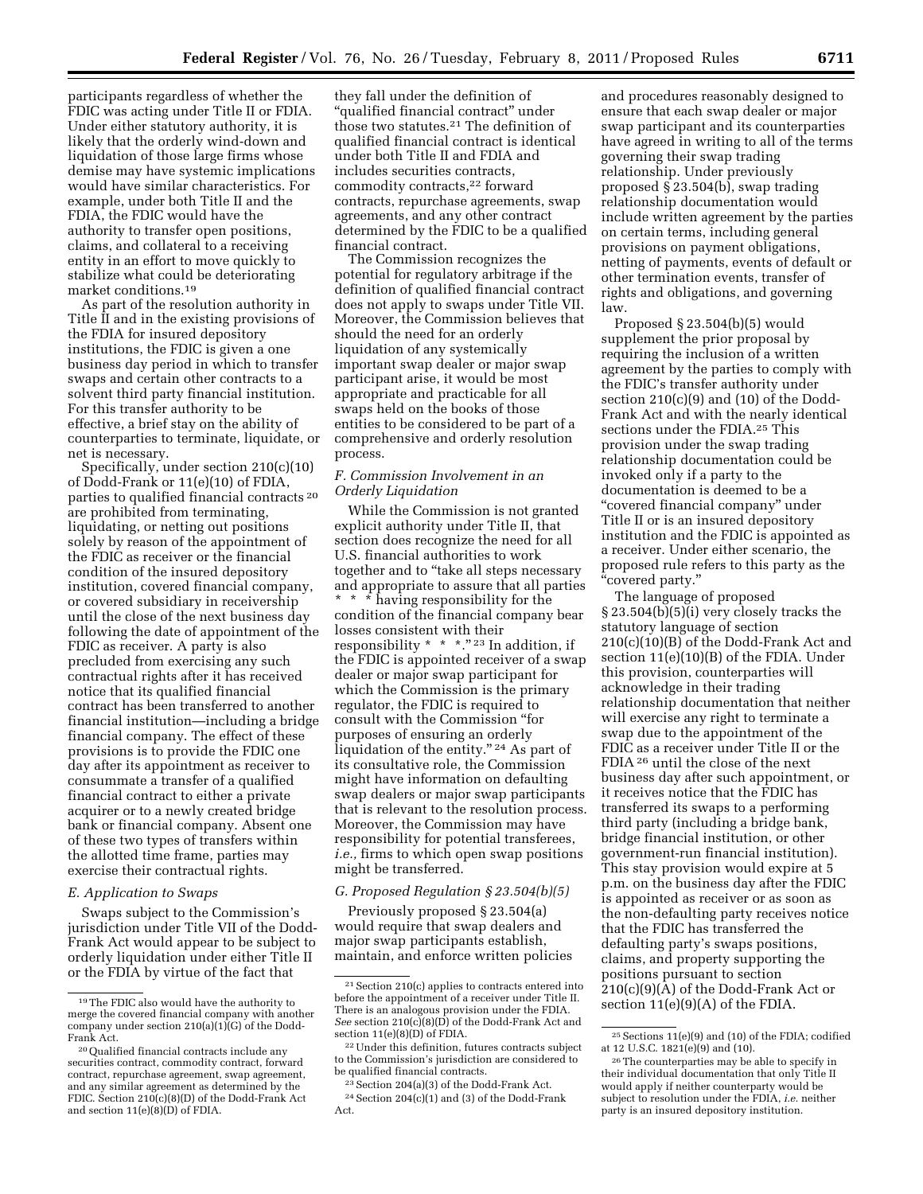participants regardless of whether the FDIC was acting under Title II or FDIA. Under either statutory authority, it is likely that the orderly wind-down and liquidation of those large firms whose demise may have systemic implications would have similar characteristics. For example, under both Title II and the FDIA, the FDIC would have the authority to transfer open positions, claims, and collateral to a receiving entity in an effort to move quickly to stabilize what could be deteriorating market conditions.[19]

As part of the resolution authority in Title II and in the existing provisions of the FDIA for insured depository institutions, the FDIC is given a one business day period in which to transfer swaps and certain other contracts to a solvent third party financial institution. For this transfer authority to be effective, a brief stay on the ability of counterparties to terminate, liquidate, or net is necessary.

Specifically, under section 210(c)(10) of Dodd-Frank or 11(e)(10) of FDIA, parties to qualified financial contracts[20] are prohibited from terminating, liquidating, or netting out positions solely by reason of the appointment of the FDIC as receiver or the financial condition of the insured depository institution, covered financial company, or covered subsidiary in receivership until the close of the next business day following the date of appointment of the FDIC as receiver. A party is also precluded from exercising any such contractual rights after it has received notice that its qualified financial contract has been transferred to another financial institution—including a bridge financial company. The effect of these provisions is to provide the FDIC one day after its appointment as receiver to consummate a transfer of a qualified financial contract to either a private acquirer or to a newly created bridge bank or financial company. Absent one of these two types of transfers within the allotted time frame, parties may exercise their contractual rights.

### *E. Application to Swaps*

Swaps subject to the Commission's jurisdiction under Title VII of the Dodd-Frank Act would appear to be subject to orderly liquidation under either Title II or the FDIA by virtue of the fact that they fall under the definition of "qualified financial contract" under those two statutes.[21] The definition of qualified financial contract is identical under both Title II and FDIA and includes securities contracts, commodity contracts,[22] forward contracts, repurchase agreements, swap agreements, and any other contract determined by the FDIC to be a qualified financial contract.

The Commission recognizes the potential for regulatory arbitrage if the definition of qualified financial contract does not apply to swaps under Title VII. Moreover, the Commission believes that should the need for an orderly liquidation of any systemically important swap dealer or major swap participant arise, it would be most appropriate and practicable for all swaps held on the books of those entities to be considered to be part of a comprehensive and orderly resolution process.

### *F. Commission Involvement in an Orderly Liquidation*

While the Commission is not granted explicit authority under Title II, that section does recognize the need for all U.S. financial authorities to work together and to "take all steps necessary and appropriate to assure that all parties * * * having responsibility for the condition of the financial company bear losses consistent with their responsibility * * *."[23] In addition, if the FDIC is appointed receiver of a swap dealer or major swap participant for which the Commission is the primary regulator, the FDIC is required to consult with the Commission "for purposes of ensuring an orderly liquidation of the entity."[24] As part of its consultative role, the Commission might have information on defaulting swap dealers or major swap participants that is relevant to the resolution process. Moreover, the Commission may have responsibility for potential transferees, *i.e.,* firms to which open swap positions might be transferred.

### *G. Proposed Regulation § 23.504(b)(5)*

Previously proposed § 23.504(a) would require that swap dealers and major swap participants establish, maintain, and enforce written policies and procedures reasonably designed to ensure that each swap dealer or major swap participant and its counterparties have agreed in writing to all of the terms governing their swap trading relationship. Under previously proposed § 23.504(b), swap trading relationship documentation would include written agreement by the parties on certain terms, including general provisions on payment obligations, netting of payments, events of default or other termination events, transfer of rights and obligations, and governing law.

Proposed § 23.504(b)(5) would supplement the prior proposal by requiring the inclusion of a written agreement by the parties to comply with the FDIC's transfer authority under section 210(c)(9) and (10) of the Dodd-Frank Act and with the nearly identical sections under the FDIA.[25] This provision under the swap trading relationship documentation could be invoked only if a party to the documentation is deemed to be a "covered financial company" under Title II or is an insured depository institution and the FDIC is appointed as a receiver. Under either scenario, the proposed rule refers to this party as the "covered party."

The language of proposed § 23.504(b)(5)(i) very closely tracks the statutory language of section 210(c)(10)(B) of the Dodd-Frank Act and section 11(e)(10)(B) of the FDIA. Under this provision, counterparties will acknowledge in their trading relationship documentation that neither will exercise any right to terminate a swap due to the appointment of the FDIC as a receiver under Title II or the FDIA[26] until the close of the next business day after such appointment, or it receives notice that the FDIC has transferred its swaps to a performing third party (including a bridge bank, bridge financial institution, or other government-run financial institution). This stay provision would expire at 5 p.m. on the business day after the FDIC is appointed as receiver or as soon as the non-defaulting party receives notice that the FDIC has transferred the defaulting party's swaps positions, claims, and property supporting the positions pursuant to section 210(c)(9)(A) of the Dodd-Frank Act or section 11(e)(9)(A) of the FDIA.

---

[19] The FDIC also would have the authority to merge the covered financial company with another company under section 210(a)(1)(G) of the Dodd-Frank Act.

[20] Qualified financial contracts include any securities contract, commodity contract, forward contract, repurchase agreement, swap agreement, and any similar agreement as determined by the FDIC. Section 210(c)(8)(D) of the Dodd-Frank Act and section 11(e)(8)(D) of FDIA.

[21] Section 210(c) applies to contracts entered into before the appointment of a receiver under Title II. There is an analogous provision under the FDIA. *See* section 210(c)(8)(D) of the Dodd-Frank Act and section 11(e)(8)(D) of FDIA.

[22] Under this definition, futures contracts subject to the Commission's jurisdiction are considered to be qualified financial contracts.

[23] Section 204(a)(3) of the Dodd-Frank Act.

[24] Section 204(c)(1) and (3) of the Dodd-Frank Act.

[25] Sections 11(e)(9) and (10) of the FDIA; codified at 12 U.S.C. 1821(e)(9) and (10).

[26] The counterparties may be able to specify in their individual documentation that only Title II would apply if neither counterparty would be subject to resolution under the FDIA, *i.e.* neither party is an insured depository institution.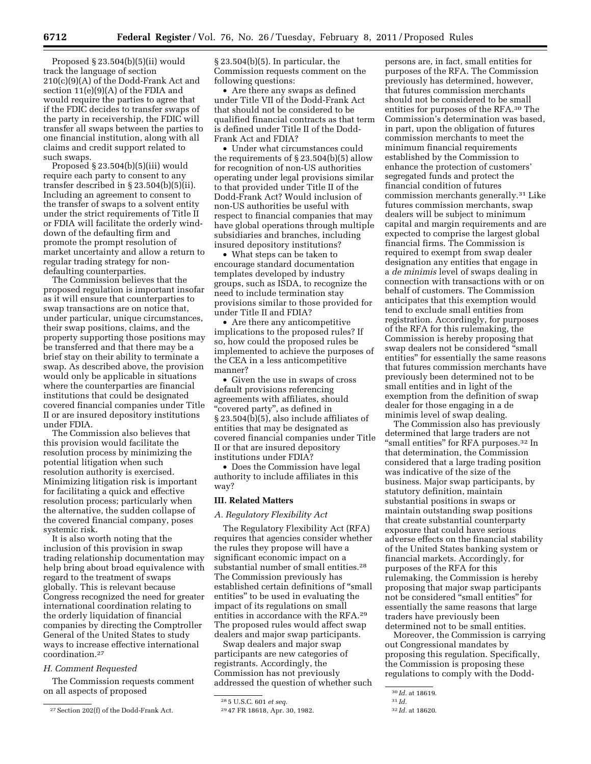Proposed § 23.504(b)(5)(ii) would track the language of section 210(c)(9)(A) of the Dodd-Frank Act and section 11(e)(9)(A) of the FDIA and would require the parties to agree that if the FDIC decides to transfer swaps of the party in receivership, the FDIC will transfer all swaps between the parties to one financial institution, along with all claims and credit support related to such swaps.

Proposed § 23.504(b)(5)(iii) would require each party to consent to any transfer described in § 23.504(b)(5)(ii). Including an agreement to consent to the transfer of swaps to a solvent entity under the strict requirements of Title II or FDIA will facilitate the orderly wind-down of the defaulting firm and promote the prompt resolution of market uncertainty and allow a return to regular trading strategy for non-defaulting counterparties.

The Commission believes that the proposed regulation is important insofar as it will ensure that counterparties to swap transactions are on notice that, under particular, unique circumstances, their swap positions, claims, and the property supporting those positions may be transferred and that there may be a brief stay on their ability to terminate a swap. As described above, the provision would only be applicable in situations where the counterparties are financial institutions that could be designated covered financial companies under Title II or are insured depository institutions under FDIA.

The Commission also believes that this provision would facilitate the resolution process by minimizing the potential litigation when such resolution authority is exercised. Minimizing litigation risk is important for facilitating a quick and effective resolution process; particularly when the alternative, the sudden collapse of the covered financial company, poses systemic risk.

It is also worth noting that the inclusion of this provision in swap trading relationship documentation may help bring about broad equivalence with regard to the treatment of swaps globally. This is relevant because Congress recognized the need for greater international coordination relating to the orderly liquidation of financial companies by directing the Comptroller General of the United States to study ways to increase effective international coordination.[27]

### H. Comment Requested

The Commission requests comment on all aspects of proposed § 23.504(b)(5). In particular, the Commission requests comment on the following questions:

- Are there any swaps as defined under Title VII of the Dodd-Frank Act that should not be considered to be qualified financial contracts as that term is defined under Title II of the Dodd-Frank Act and FDIA?
- Under what circumstances could the requirements of § 23.504(b)(5) allow for recognition of non-US authorities operating under legal provisions similar to that provided under Title II of the Dodd-Frank Act? Would inclusion of non-US authorities be useful with respect to financial companies that may have global operations through multiple subsidiaries and branches, including insured depository institutions?
- What steps can be taken to encourage standard documentation templates developed by industry groups, such as ISDA, to recognize the need to include termination stay provisions similar to those provided for under Title II and FDIA?
- Are there any anticompetitive implications to the proposed rules? If so, how could the proposed rules be implemented to achieve the purposes of the CEA in a less anticompetitive manner?
- Given the use in swaps of cross default provisions referencing agreements with affiliates, should "covered party", as defined in § 23.504(b)(5), also include affiliates of entities that may be designated as covered financial companies under Title II or that are insured depository institutions under FDIA?
- Does the Commission have legal authority to include affiliates in this way?

## III. Related Matters

### A. Regulatory Flexibility Act

The Regulatory Flexibility Act (RFA) requires that agencies consider whether the rules they propose will have a significant economic impact on a substantial number of small entities.[28] The Commission previously has established certain definitions of "small entities" to be used in evaluating the impact of its regulations on small entities in accordance with the RFA.[29] The proposed rules would affect swap dealers and major swap participants.

Swap dealers and major swap participants are new categories of registrants. Accordingly, the Commission has not previously addressed the question of whether such persons are, in fact, small entities for purposes of the RFA. The Commission previously has determined, however, that futures commission merchants should not be considered to be small entities for purposes of the RFA.[30] The Commission's determination was based, in part, upon the obligation of futures commission merchants to meet the minimum financial requirements established by the Commission to enhance the protection of customers' segregated funds and protect the financial condition of futures commission merchants generally.[31] Like futures commission merchants, swap dealers will be subject to minimum capital and margin requirements and are expected to comprise the largest global financial firms. The Commission is required to exempt from swap dealer designation any entities that engage in a *de minimis* level of swaps dealing in connection with transactions with or on behalf of customers. The Commission anticipates that this exemption would tend to exclude small entities from registration. Accordingly, for purposes of the RFA for this rulemaking, the Commission is hereby proposing that swap dealers not be considered "small entities" for essentially the same reasons that futures commission merchants have previously been determined not to be small entities and in light of the exemption from the definition of swap dealer for those engaging in a de minimis level of swap dealing.

The Commission also has previously determined that large traders are not "small entities" for RFA purposes.[32] In that determination, the Commission considered that a large trading position was indicative of the size of the business. Major swap participants, by statutory definition, maintain substantial positions in swaps or maintain outstanding swap positions that create substantial counterparty exposure that could have serious adverse effects on the financial stability of the United States banking system or financial markets. Accordingly, for purposes of the RFA for this rulemaking, the Commission is hereby proposing that major swap participants not be considered "small entities" for essentially the same reasons that large traders have previously been determined not to be small entities.

Moreover, the Commission is carrying out Congressional mandates by proposing this regulation. Specifically, the Commission is proposing these regulations to comply with the Dodd-

---

[27] Section 202(f) of the Dodd-Frank Act.

[28] 5 U.S.C. 601 *et seq.*

[29] 47 FR 18618, Apr. 30, 1982.

[30] *Id.* at 18619.

[31] *Id.*

[32] *Id.* at 18620.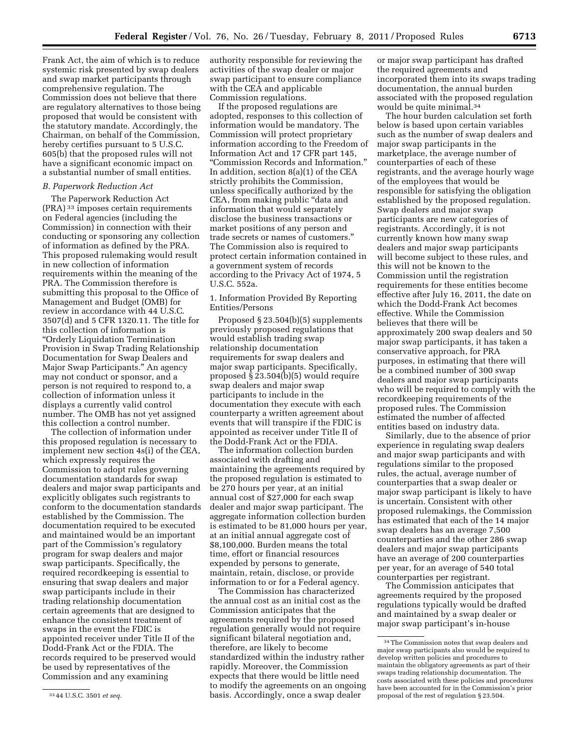Frank Act, the aim of which is to reduce systemic risk presented by swap dealers and swap market participants through comprehensive regulation. The Commission does not believe that there are regulatory alternatives to those being proposed that would be consistent with the statutory mandate. Accordingly, the Chairman, on behalf of the Commission, hereby certifies pursuant to 5 U.S.C. 605(b) that the proposed rules will not have a significant economic impact on a substantial number of small entities.

### *B. Paperwork Reduction Act*

The Paperwork Reduction Act (PRA) [33] imposes certain requirements on Federal agencies (including the Commission) in connection with their conducting or sponsoring any collection of information as defined by the PRA. This proposed rulemaking would result in new collection of information requirements within the meaning of the PRA. The Commission therefore is submitting this proposal to the Office of Management and Budget (OMB) for review in accordance with 44 U.S.C. 3507(d) and 5 CFR 1320.11. The title for this collection of information is "Orderly Liquidation Termination Provision in Swap Trading Relationship Documentation for Swap Dealers and Major Swap Participants." An agency may not conduct or sponsor, and a person is not required to respond to, a collection of information unless it displays a currently valid control number. The OMB has not yet assigned this collection a control number.

The collection of information under this proposed regulation is necessary to implement new section 4s(i) of the CEA, which expressly requires the Commission to adopt rules governing documentation standards for swap dealers and major swap participants and explicitly obligates such registrants to conform to the documentation standards established by the Commission. The documentation required to be executed and maintained would be an important part of the Commission's regulatory program for swap dealers and major swap participants. Specifically, the required recordkeeping is essential to ensuring that swap dealers and major swap participants include in their trading relationship documentation certain agreements that are designed to enhance the consistent treatment of swaps in the event the FDIC is appointed receiver under Title II of the Dodd-Frank Act or the FDIA. The records required to be preserved would be used by representatives of the Commission and any examining authority responsible for reviewing the activities of the swap dealer or major swap participant to ensure compliance with the CEA and applicable Commission regulations.

If the proposed regulations are adopted, responses to this collection of information would be mandatory. The Commission will protect proprietary information according to the Freedom of Information Act and 17 CFR part 145, "Commission Records and Information." In addition, section 8(a)(1) of the CEA strictly prohibits the Commission, unless specifically authorized by the CEA, from making public "data and information that would separately disclose the business transactions or market positions of any person and trade secrets or names of customers." The Commission also is required to protect certain information contained in a government system of records according to the Privacy Act of 1974, 5 U.S.C. 552a.

1. Information Provided By Reporting Entities/Persons

Proposed § 23.504(b)(5) supplements previously proposed regulations that would establish trading swap relationship documentation requirements for swap dealers and major swap participants. Specifically, proposed § 23.504(b)(5) would require swap dealers and major swap participants to include in the documentation they execute with each counterparty a written agreement about events that will transpire if the FDIC is appointed as receiver under Title II of the Dodd-Frank Act or the FDIA.

The information collection burden associated with drafting and maintaining the agreements required by the proposed regulation is estimated to be 270 hours per year, at an initial annual cost of $27,000 for each swap dealer and major swap participant. The aggregate information collection burden is estimated to be 81,000 hours per year, at an initial annual aggregate cost of $8,100,000. Burden means the total time, effort or financial resources expended by persons to generate, maintain, retain, disclose, or provide information to or for a Federal agency.

The Commission has characterized the annual cost as an initial cost as the Commission anticipates that the agreements required by the proposed regulation generally would not require significant bilateral negotiation and, therefore, are likely to become standardized within the industry rather rapidly. Moreover, the Commission expects that there would be little need to modify the agreements on an ongoing basis. Accordingly, once a swap dealer or major swap participant has drafted the required agreements and incorporated them into its swaps trading documentation, the annual burden associated with the proposed regulation would be quite minimal.[34]

The hour burden calculation set forth below is based upon certain variables such as the number of swap dealers and major swap participants in the marketplace, the average number of counterparties of each of these registrants, and the average hourly wage of the employees that would be responsible for satisfying the obligation established by the proposed regulation. Swap dealers and major swap participants are new categories of registrants. Accordingly, it is not currently known how many swap dealers and major swap participants will become subject to these rules, and this will not be known to the Commission until the registration requirements for these entities become effective after July 16, 2011, the date on which the Dodd-Frank Act becomes effective. While the Commission believes that there will be approximately 200 swap dealers and 50 major swap participants, it has taken a conservative approach, for PRA purposes, in estimating that there will be a combined number of 300 swap dealers and major swap participants who will be required to comply with the recordkeeping requirements of the proposed rules. The Commission estimated the number of affected entities based on industry data.

Similarly, due to the absence of prior experience in regulating swap dealers and major swap participants and with regulations similar to the proposed rules, the actual, average number of counterparties that a swap dealer or major swap participant is likely to have is uncertain. Consistent with other proposed rulemakings, the Commission has estimated that each of the 14 major swap dealers has an average 7,500 counterparties and the other 286 swap dealers and major swap participants have an average of 200 counterparties per year, for an average of 540 total counterparties per registrant.

The Commission anticipates that agreements required by the proposed regulations typically would be drafted and maintained by a swap dealer or major swap participant's in-house

---

[33] 44 U.S.C. 3501 *et seq.*

[34] The Commission notes that swap dealers and major swap participants also would be required to develop written policies and procedures to maintain the obligatory agreements as part of their swaps trading relationship documentation. The costs associated with these policies and procedures have been accounted for in the Commission's prior proposal of the rest of regulation § 23.504.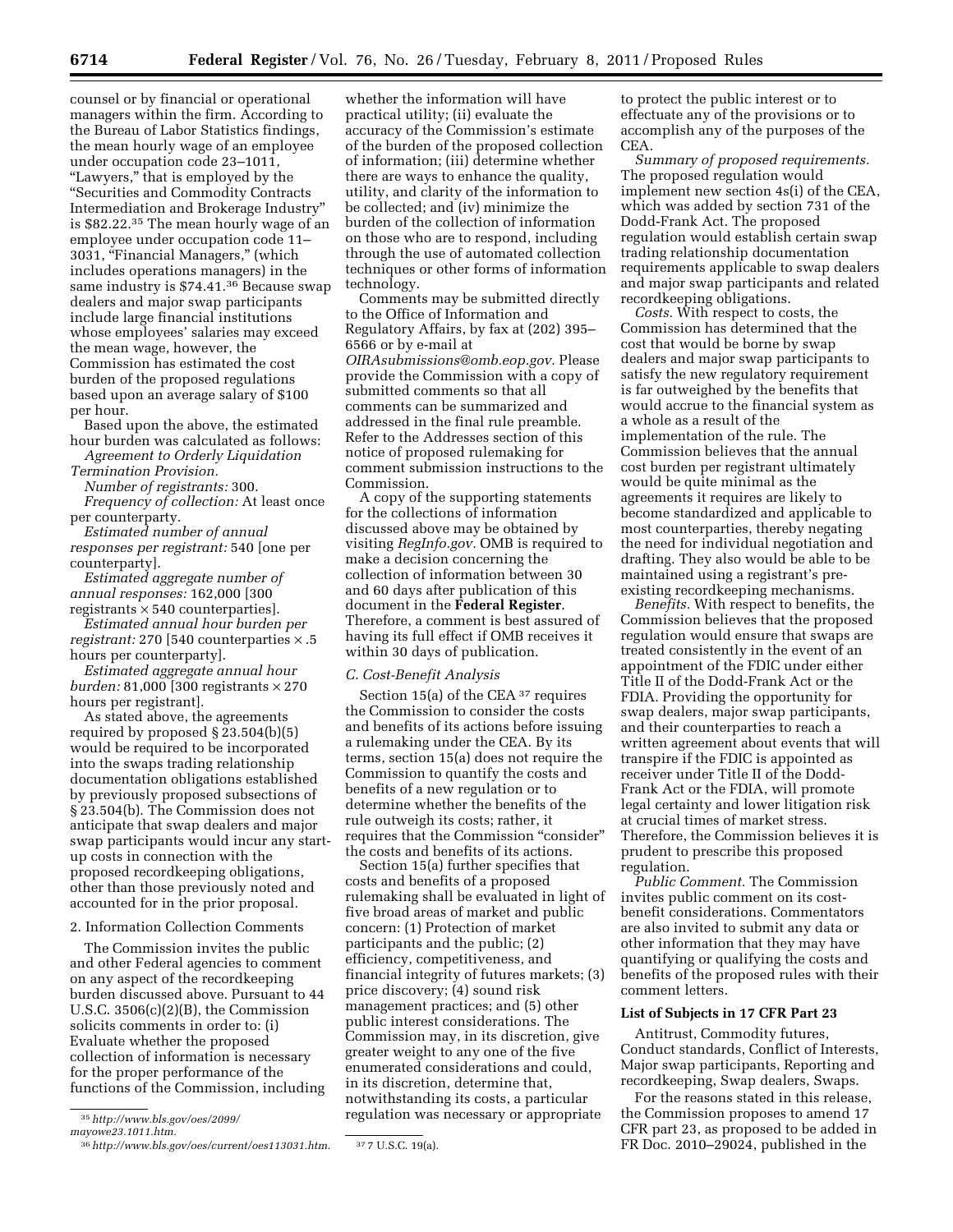counsel or by financial or operational managers within the firm. According to the Bureau of Labor Statistics findings, the mean hourly wage of an employee under occupation code 23–1011, "Lawyers," that is employed by the "Securities and Commodity Contracts Intermediation and Brokerage Industry" is $82.22.[35] The mean hourly wage of an employee under occupation code 11–3031, "Financial Managers," (which includes operations managers) in the same industry is $74.41.[36] Because swap dealers and major swap participants include large financial institutions whose employees' salaries may exceed the mean wage, however, the Commission has estimated the cost burden of the proposed regulations based upon an average salary of $100 per hour.

Based upon the above, the estimated hour burden was calculated as follows:

*Agreement to Orderly Liquidation Termination Provision.*

*Number of registrants:* 300.

*Frequency of collection:* At least once per counterparty.

*Estimated number of annual responses per registrant:* 540 [one per counterparty].

*Estimated aggregate number of annual responses:* 162,000 [300 registrants × 540 counterparties].

*Estimated annual hour burden per registrant:* 270 [540 counterparties × .5 hours per counterparty].

*Estimated aggregate annual hour burden:* 81,000 [300 registrants × 270 hours per registrant].

As stated above, the agreements required by proposed § 23.504(b)(5) would be required to be incorporated into the swaps trading relationship documentation obligations established by previously proposed subsections of § 23.504(b). The Commission does not anticipate that swap dealers and major swap participants would incur any start-up costs in connection with the proposed recordkeeping obligations, other than those previously noted and accounted for in the prior proposal.

2. Information Collection Comments

The Commission invites the public and other Federal agencies to comment on any aspect of the recordkeeping burden discussed above. Pursuant to 44 U.S.C. 3506(c)(2)(B), the Commission solicits comments in order to: (i) Evaluate whether the proposed collection of information is necessary for the proper performance of the functions of the Commission, including whether the information will have practical utility; (ii) evaluate the accuracy of the Commission's estimate of the burden of the proposed collection of information; (iii) determine whether there are ways to enhance the quality, utility, and clarity of the information to be collected; and (iv) minimize the burden of the collection of information on those who are to respond, including through the use of automated collection techniques or other forms of information technology.

Comments may be submitted directly to the Office of Information and Regulatory Affairs, by fax at (202) 395–6566 or by e-mail at *OIRAsubmissions@omb.eop.gov.* Please provide the Commission with a copy of submitted comments so that all comments can be summarized and addressed in the final rule preamble. Refer to the Addresses section of this notice of proposed rulemaking for comment submission instructions to the Commission.

A copy of the supporting statements for the collections of information discussed above may be obtained by visiting *RegInfo.gov.* OMB is required to make a decision concerning the collection of information between 30 and 60 days after publication of this document in the **Federal Register**. Therefore, a comment is best assured of having its full effect if OMB receives it within 30 days of publication.

*C. Cost-Benefit Analysis*

Section 15(a) of the CEA[37] requires the Commission to consider the costs and benefits of its actions before issuing a rulemaking under the CEA. By its terms, section 15(a) does not require the Commission to quantify the costs and benefits of a new regulation or to determine whether the benefits of the rule outweigh its costs; rather, it requires that the Commission "consider" the costs and benefits of its actions.

Section 15(a) further specifies that costs and benefits of a proposed rulemaking shall be evaluated in light of five broad areas of market and public concern: (1) Protection of market participants and the public; (2) efficiency, competitiveness, and financial integrity of futures markets; (3) price discovery; (4) sound risk management practices; and (5) other public interest considerations. The Commission may, in its discretion, give greater weight to any one of the five enumerated considerations and could, in its discretion, determine that, notwithstanding its costs, a particular regulation was necessary or appropriate to protect the public interest or to effectuate any of the provisions or to accomplish any of the purposes of the CEA.

*Summary of proposed requirements.* The proposed regulation would implement new section 4s(i) of the CEA, which was added by section 731 of the Dodd-Frank Act. The proposed regulation would establish certain swap trading relationship documentation requirements applicable to swap dealers and major swap participants and related recordkeeping obligations.

*Costs.* With respect to costs, the Commission has determined that the cost that would be borne by swap dealers and major swap participants to satisfy the new regulatory requirement is far outweighed by the benefits that would accrue to the financial system as a whole as a result of the implementation of the rule. The Commission believes that the annual cost burden per registrant ultimately would be quite minimal as the agreements it requires are likely to become standardized and applicable to most counterparties, thereby negating the need for individual negotiation and drafting. They also would be able to be maintained using a registrant's pre-existing recordkeeping mechanisms.

*Benefits.* With respect to benefits, the Commission believes that the proposed regulation would ensure that swaps are treated consistently in the event of an appointment of the FDIC under either Title II of the Dodd-Frank Act or the FDIA. Providing the opportunity for swap dealers, major swap participants, and their counterparties to reach a written agreement about events that will transpire if the FDIC is appointed as receiver under Title II of the Dodd-Frank Act or the FDIA, will promote legal certainty and lower litigation risk at crucial times of market stress. Therefore, the Commission believes it is prudent to prescribe this proposed regulation.

*Public Comment.* The Commission invites public comment on its cost-benefit considerations. Commentators are also invited to submit any data or other information that they may have quantifying or qualifying the costs and benefits of the proposed rules with their comment letters.

**List of Subjects in 17 CFR Part 23**

Antitrust, Commodity futures, Conduct standards, Conflict of Interests, Major swap participants, Reporting and recordkeeping, Swap dealers, Swaps.

For the reasons stated in this release, the Commission proposes to amend 17 CFR part 23, as proposed to be added in FR Doc. 2010–29024, published in the

---

[35] *http://www.bls.gov/oes/2099/mayowe23.1011.htm.*

[36] *http://www.bls.gov/oes/current/oes113031.htm.*

[37] 7 U.S.C. 19(a).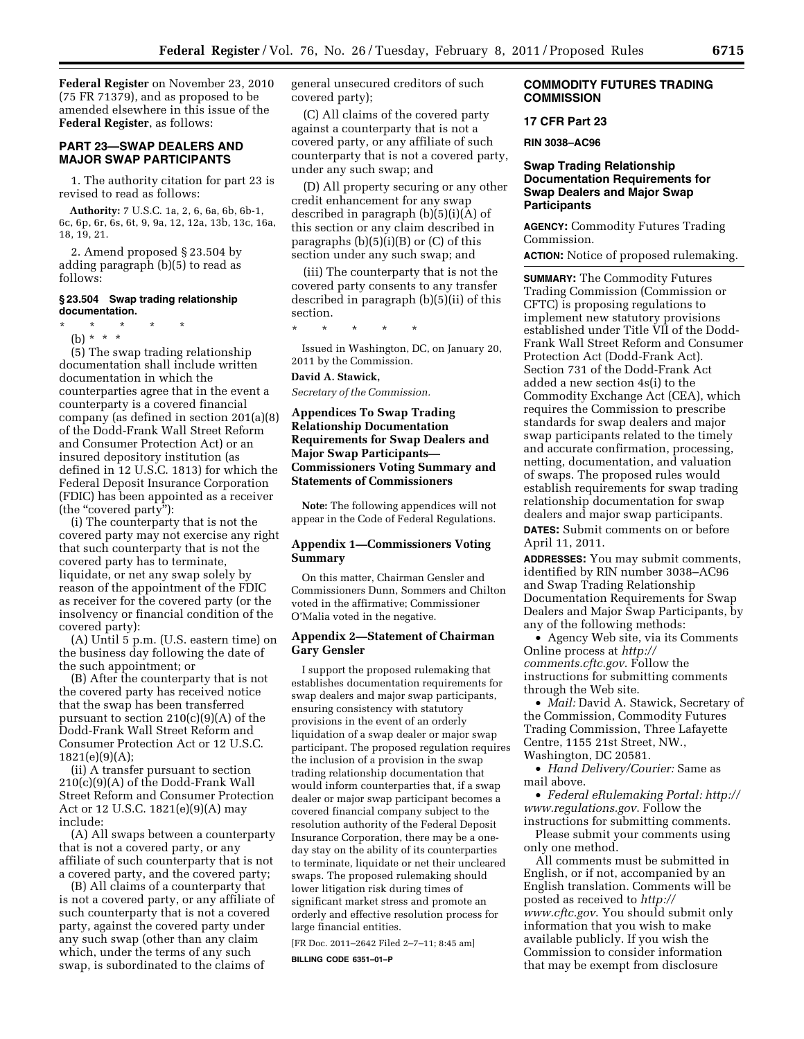**Federal Register** on November 23, 2010 (75 FR 71379), and as proposed to be amended elsewhere in this issue of the **Federal Register**, as follows:

## PART 23—SWAP DEALERS AND MAJOR SWAP PARTICIPANTS

1. The authority citation for part 23 is revised to read as follows:

**Authority:** 7 U.S.C. 1a, 2, 6, 6a, 6b, 6b-1, 6c, 6p, 6r, 6s, 6t, 9, 9a, 12, 12a, 13b, 13c, 16a, 18, 19, 21.

2. Amend proposed § 23.504 by adding paragraph (b)(5) to read as follows:

### § 23.504 Swap trading relationship documentation.

\* \* \* \* \*

(b) \* \* \*

(5) The swap trading relationship documentation shall include written documentation in which the counterparties agree that in the event a counterparty is a covered financial company (as defined in section 201(a)(8) of the Dodd-Frank Wall Street Reform and Consumer Protection Act) or an insured depository institution (as defined in 12 U.S.C. 1813) for which the Federal Deposit Insurance Corporation (FDIC) has been appointed as a receiver (the "covered party"):

(i) The counterparty that is not the covered party may not exercise any right that such counterparty that is not the covered party has to terminate, liquidate, or net any swap solely by reason of the appointment of the FDIC as receiver for the covered party (or the insolvency or financial condition of the covered party):

(A) Until 5 p.m. (U.S. eastern time) on the business day following the date of the such appointment; or

(B) After the counterparty that is not the covered party has received notice that the swap has been transferred pursuant to section 210(c)(9)(A) of the Dodd-Frank Wall Street Reform and Consumer Protection Act or 12 U.S.C. 1821(e)(9)(A);

(ii) A transfer pursuant to section 210(c)(9)(A) of the Dodd-Frank Wall Street Reform and Consumer Protection Act or 12 U.S.C. 1821(e)(9)(A) may include:

(A) All swaps between a counterparty that is not a covered party, or any affiliate of such counterparty that is not a covered party, and the covered party;

(B) All claims of a counterparty that is not a covered party, or any affiliate of such counterparty that is not a covered party, against the covered party under any such swap (other than any claim which, under the terms of any such swap, is subordinated to the claims of general unsecured creditors of such covered party);

(C) All claims of the covered party against a counterparty that is not a covered party, or any affiliate of such counterparty that is not a covered party, under any such swap; and

(D) All property securing or any other credit enhancement for any swap described in paragraph (b)(5)(i)(A) of this section or any claim described in paragraphs (b)(5)(i)(B) or (C) of this section under any such swap; and

(iii) The counterparty that is not the covered party consents to any transfer described in paragraph (b)(5)(ii) of this section.

\* \* \* \* \*

Issued in Washington, DC, on January 20, 2011 by the Commission.

**David A. Stawick,**

*Secretary of the Commission.*

### Appendices To Swap Trading Relationship Documentation Requirements for Swap Dealers and Major Swap Participants—Commissioners Voting Summary and Statements of Commissioners

**Note:** The following appendices will not appear in the Code of Federal Regulations.

### Appendix 1—Commissioners Voting Summary

On this matter, Chairman Gensler and Commissioners Dunn, Sommers and Chilton voted in the affirmative; Commissioner O'Malia voted in the negative.

### Appendix 2—Statement of Chairman Gary Gensler

I support the proposed rulemaking that establishes documentation requirements for swap dealers and major swap participants, ensuring consistency with statutory provisions in the event of an orderly liquidation of a swap dealer or major swap participant. The proposed regulation requires the inclusion of a provision in the swap trading relationship documentation that would inform counterparties that, if a swap dealer or major swap participant becomes a covered financial company subject to the resolution authority of the Federal Deposit Insurance Corporation, there may be a one-day stay on the ability of its counterparties to terminate, liquidate or net their uncleared swaps. The proposed rulemaking should lower litigation risk during times of significant market stress and promote an orderly and effective resolution process for large financial entities.

[FR Doc. 2011–2642 Filed 2–7–11; 8:45 am]

**BILLING CODE 6351–01–P**

## COMMODITY FUTURES TRADING COMMISSION

## 17 CFR Part 23

**RIN 3038–AC96**

## Swap Trading Relationship Documentation Requirements for Swap Dealers and Major Swap Participants

**AGENCY:** Commodity Futures Trading Commission.

**ACTION:** Notice of proposed rulemaking.

**SUMMARY:** The Commodity Futures Trading Commission (Commission or CFTC) is proposing regulations to implement new statutory provisions established under Title VII of the Dodd-Frank Wall Street Reform and Consumer Protection Act (Dodd-Frank Act). Section 731 of the Dodd-Frank Act added a new section 4s(i) to the Commodity Exchange Act (CEA), which requires the Commission to prescribe standards for swap dealers and major swap participants related to the timely and accurate confirmation, processing, netting, documentation, and valuation of swaps. The proposed rules would establish requirements for swap trading relationship documentation for swap dealers and major swap participants.

**DATES:** Submit comments on or before April 11, 2011.

**ADDRESSES:** You may submit comments, identified by RIN number 3038–AC96 and Swap Trading Relationship Documentation Requirements for Swap Dealers and Major Swap Participants, by any of the following methods:

- Agency Web site, via its Comments Online process at *http://comments.cftc.gov*. Follow the instructions for submitting comments through the Web site.
- *Mail:* David A. Stawick, Secretary of the Commission, Commodity Futures Trading Commission, Three Lafayette Centre, 1155 21st Street, NW., Washington, DC 20581.
- *Hand Delivery/Courier:* Same as mail above.
- *Federal eRulemaking Portal: http://www.regulations.gov*. Follow the instructions for submitting comments.

Please submit your comments using only one method.

All comments must be submitted in English, or if not, accompanied by an English translation. Comments will be posted as received to *http://www.cftc.gov*. You should submit only information that you wish to make available publicly. If you wish the Commission to consider information that may be exempt from disclosure